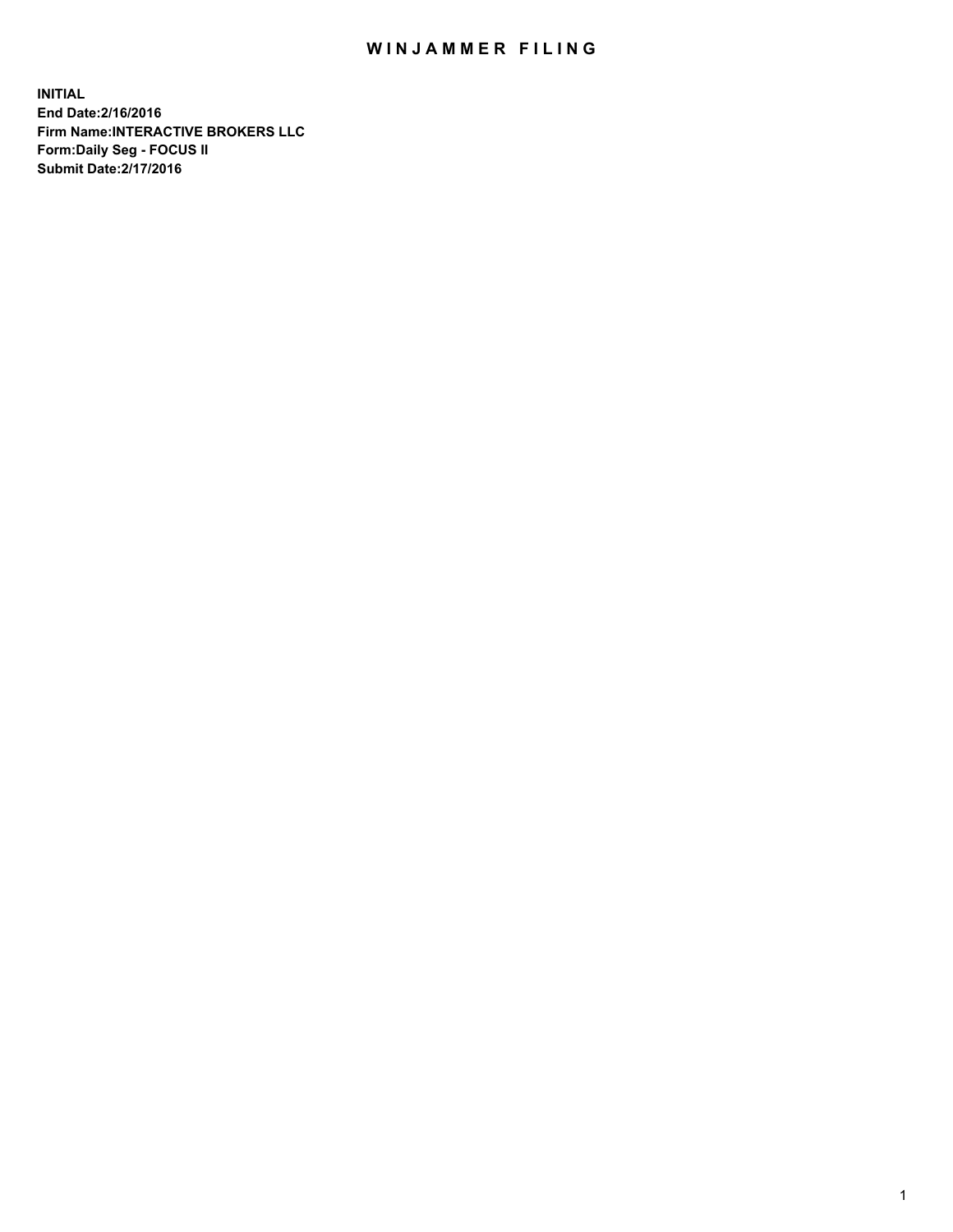# WINJAMMER FILING

**INITIAL**
**End Date:2/16/2016**
**Firm Name:INTERACTIVE BROKERS LLC**
**Form:Daily Seg - FOCUS II**
**Submit Date:2/17/2016**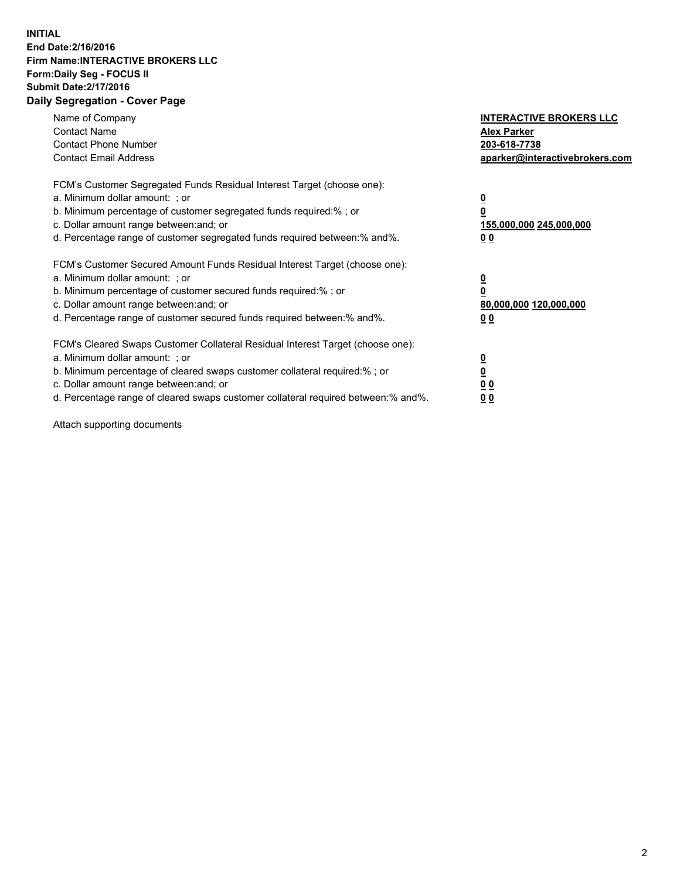**INITIAL**
**End Date:2/16/2016**
**Firm Name:INTERACTIVE BROKERS LLC**
**Form:Daily Seg - FOCUS II**
**Submit Date:2/17/2016**
**Daily Segregation - Cover Page**

| | |
|---|---|
| Name of Company | **INTERACTIVE BROKERS LLC** |
| Contact Name | **Alex Parker** |
| Contact Phone Number | **203-618-7738** |
| Contact Email Address | **aparker@interactivebrokers.com** |

FCM's Customer Segregated Funds Residual Interest Target (choose one):

| | |
|---|---|
| a. Minimum dollar amount: ; or | **0** |
| b. Minimum percentage of customer segregated funds required:% ; or | **0** |
| c. Dollar amount range between:and; or | **155,000,000 245,000,000** |
| d. Percentage range of customer segregated funds required between:% and%. | **0 0** |

FCM's Customer Secured Amount Funds Residual Interest Target (choose one):

| | |
|---|---|
| a. Minimum dollar amount: ; or | **0** |
| b. Minimum percentage of customer secured funds required:% ; or | **0** |
| c. Dollar amount range between:and; or | **80,000,000 120,000,000** |
| d. Percentage range of customer secured funds required between:% and%. | **0 0** |

FCM's Cleared Swaps Customer Collateral Residual Interest Target (choose one):

| | |
|---|---|
| a. Minimum dollar amount: ; or | **0** |
| b. Minimum percentage of cleared swaps customer collateral required:% ; or | **0** |
| c. Dollar amount range between:and; or | **0 0** |
| d. Percentage range of cleared swaps customer collateral required between:% and%. | **0 0** |

Attach supporting documents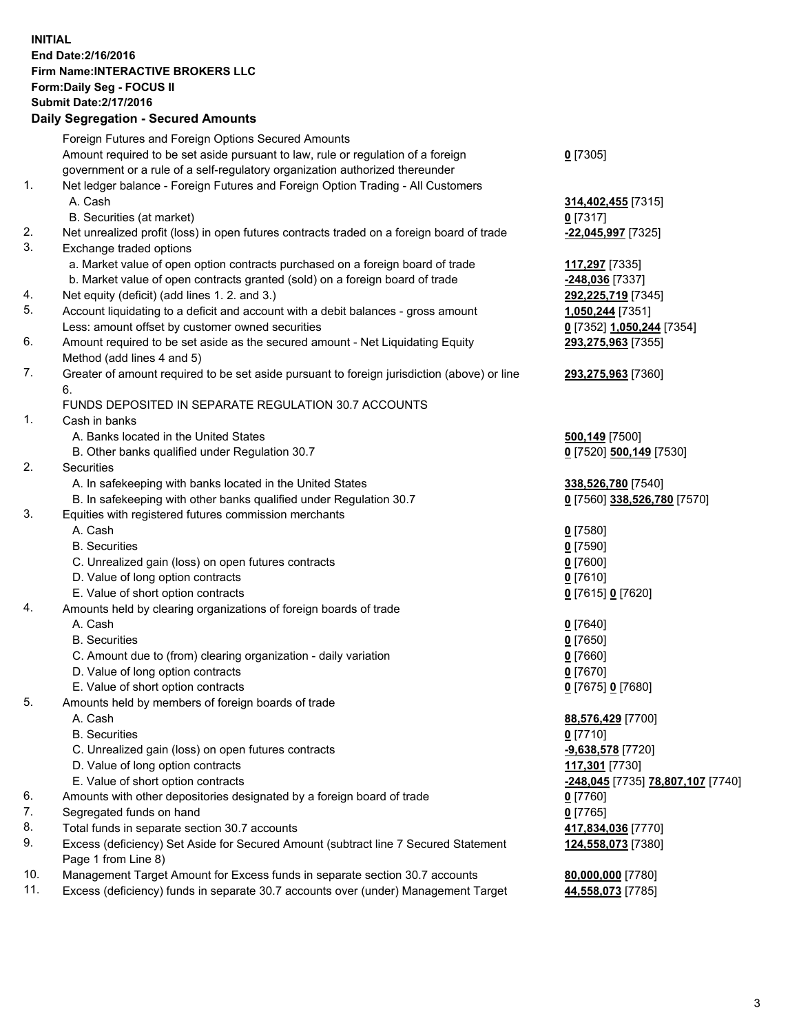**INITIAL**
**End Date:2/16/2016**
**Firm Name:INTERACTIVE BROKERS LLC**
**Form:Daily Seg - FOCUS II**
**Submit Date:2/17/2016**

## Daily Segregation - Secured Amounts

| | | |
|---|---|---|
| | Foreign Futures and Foreign Options Secured Amounts | |
| | Amount required to be set aside pursuant to law, rule or regulation of a foreign government or a rule of a self-regulatory organization authorized thereunder | 0 [7305] |
| 1. | Net ledger balance - Foreign Futures and Foreign Option Trading - All Customers | |
| | A. Cash | 314,402,455 [7315] |
| | B. Securities (at market) | 0 [7317] |
| 2. | Net unrealized profit (loss) in open futures contracts traded on a foreign board of trade | -22,045,997 [7325] |
| 3. | Exchange traded options | |
| | a. Market value of open option contracts purchased on a foreign board of trade | 117,297 [7335] |
| | b. Market value of open contracts granted (sold) on a foreign board of trade | -248,036 [7337] |
| 4. | Net equity (deficit) (add lines 1. 2. and 3.) | 292,225,719 [7345] |
| 5. | Account liquidating to a deficit and account with a debit balances - gross amount | 1,050,244 [7351] |
| | Less: amount offset by customer owned securities | 0 [7352] 1,050,244 [7354] |
| 6. | Amount required to be set aside as the secured amount - Net Liquidating Equity Method (add lines 4 and 5) | 293,275,963 [7355] |
| 7. | Greater of amount required to be set aside pursuant to foreign jurisdiction (above) or line 6. | 293,275,963 [7360] |
| | FUNDS DEPOSITED IN SEPARATE REGULATION 30.7 ACCOUNTS | |
| 1. | Cash in banks | |
| | A. Banks located in the United States | 500,149 [7500] |
| | B. Other banks qualified under Regulation 30.7 | 0 [7520] 500,149 [7530] |
| 2. | Securities | |
| | A. In safekeeping with banks located in the United States | 338,526,780 [7540] |
| | B. In safekeeping with other banks qualified under Regulation 30.7 | 0 [7560] 338,526,780 [7570] |
| 3. | Equities with registered futures commission merchants | |
| | A. Cash | 0 [7580] |
| | B. Securities | 0 [7590] |
| | C. Unrealized gain (loss) on open futures contracts | 0 [7600] |
| | D. Value of long option contracts | 0 [7610] |
| | E. Value of short option contracts | 0 [7615] 0 [7620] |
| 4. | Amounts held by clearing organizations of foreign boards of trade | |
| | A. Cash | 0 [7640] |
| | B. Securities | 0 [7650] |
| | C. Amount due to (from) clearing organization - daily variation | 0 [7660] |
| | D. Value of long option contracts | 0 [7670] |
| | E. Value of short option contracts | 0 [7675] 0 [7680] |
| 5. | Amounts held by members of foreign boards of trade | |
| | A. Cash | 88,576,429 [7700] |
| | B. Securities | 0 [7710] |
| | C. Unrealized gain (loss) on open futures contracts | -9,638,578 [7720] |
| | D. Value of long option contracts | 117,301 [7730] |
| | E. Value of short option contracts | -248,045 [7735] 78,807,107 [7740] |
| 6. | Amounts with other depositories designated by a foreign board of trade | 0 [7760] |
| 7. | Segregated funds on hand | 0 [7765] |
| 8. | Total funds in separate section 30.7 accounts | 417,834,036 [7770] |
| 9. | Excess (deficiency) Set Aside for Secured Amount (subtract line 7 Secured Statement Page 1 from Line 8) | 124,558,073 [7380] |
| 10. | Management Target Amount for Excess funds in separate section 30.7 accounts | 80,000,000 [7780] |
| 11. | Excess (deficiency) funds in separate 30.7 accounts over (under) Management Target | 44,558,073 [7785] |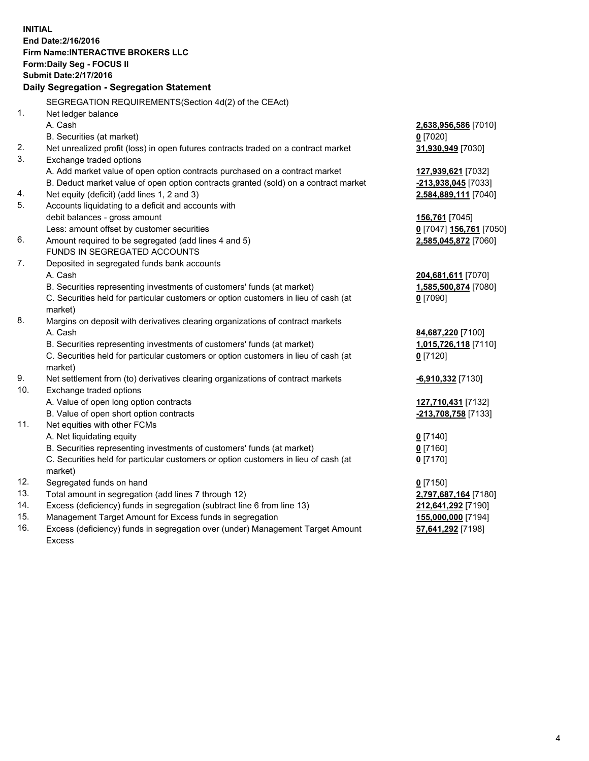**INITIAL**
**End Date:2/16/2016**
**Firm Name:INTERACTIVE BROKERS LLC**
**Form:Daily Seg - FOCUS II**
**Submit Date:2/17/2016**

**Daily Segregation - Segregation Statement**

| | | |
|---|---|---|
| | SEGREGATION REQUIREMENTS(Section 4d(2) of the CEAct) | |
| 1. | Net ledger balance | |
| | A. Cash | **2,638,956,586** [7010] |
| | B. Securities (at market) | **0** [7020] |
| 2. | Net unrealized profit (loss) in open futures contracts traded on a contract market | **31,930,949** [7030] |
| 3. | Exchange traded options | |
| | A. Add market value of open option contracts purchased on a contract market | **127,939,621** [7032] |
| | B. Deduct market value of open option contracts granted (sold) on a contract market | **-213,938,045** [7033] |
| 4. | Net equity (deficit) (add lines 1, 2 and 3) | **2,584,889,111** [7040] |
| 5. | Accounts liquidating to a deficit and accounts with | |
| | debit balances - gross amount | **156,761** [7045] |
| | Less: amount offset by customer securities | **0** [7047] **156,761** [7050] |
| 6. | Amount required to be segregated (add lines 4 and 5) | **2,585,045,872** [7060] |
| | FUNDS IN SEGREGATED ACCOUNTS | |
| 7. | Deposited in segregated funds bank accounts | |
| | A. Cash | **204,681,611** [7070] |
| | B. Securities representing investments of customers' funds (at market) | **1,585,500,874** [7080] |
| | C. Securities held for particular customers or option customers in lieu of cash (at market) | **0** [7090] |
| 8. | Margins on deposit with derivatives clearing organizations of contract markets | |
| | A. Cash | **84,687,220** [7100] |
| | B. Securities representing investments of customers' funds (at market) | **1,015,726,118** [7110] |
| | C. Securities held for particular customers or option customers in lieu of cash (at market) | **0** [7120] |
| 9. | Net settlement from (to) derivatives clearing organizations of contract markets | **-6,910,332** [7130] |
| 10. | Exchange traded options | |
| | A. Value of open long option contracts | **127,710,431** [7132] |
| | B. Value of open short option contracts | **-213,708,758** [7133] |
| 11. | Net equities with other FCMs | |
| | A. Net liquidating equity | **0** [7140] |
| | B. Securities representing investments of customers' funds (at market) | **0** [7160] |
| | C. Securities held for particular customers or option customers in lieu of cash (at market) | **0** [7170] |
| 12. | Segregated funds on hand | **0** [7150] |
| 13. | Total amount in segregation (add lines 7 through 12) | **2,797,687,164** [7180] |
| 14. | Excess (deficiency) funds in segregation (subtract line 6 from line 13) | **212,641,292** [7190] |
| 15. | Management Target Amount for Excess funds in segregation | **155,000,000** [7194] |
| 16. | Excess (deficiency) funds in segregation over (under) Management Target Amount Excess | **57,641,292** [7198] |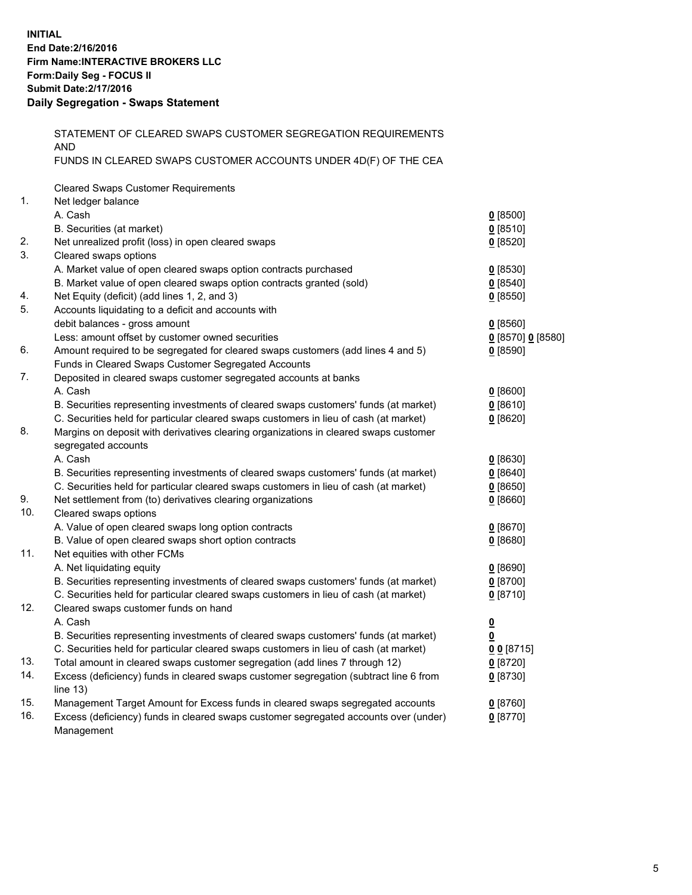**INITIAL**
**End Date:2/16/2016**
**Firm Name:INTERACTIVE BROKERS LLC**
**Form:Daily Seg - FOCUS II**
**Submit Date:2/17/2016**
**Daily Segregation - Swaps Statement**

STATEMENT OF CLEARED SWAPS CUSTOMER SEGREGATION REQUIREMENTS AND FUNDS IN CLEARED SWAPS CUSTOMER ACCOUNTS UNDER 4D(F) OF THE CEA

| | | |
|---|---|---|
| | Cleared Swaps Customer Requirements | |
| 1. | Net ledger balance | |
| | A. Cash | 0 [8500] |
| | B. Securities (at market) | 0 [8510] |
| 2. | Net unrealized profit (loss) in open cleared swaps | 0 [8520] |
| 3. | Cleared swaps options | |
| | A. Market value of open cleared swaps option contracts purchased | 0 [8530] |
| | B. Market value of open cleared swaps option contracts granted (sold) | 0 [8540] |
| 4. | Net Equity (deficit) (add lines 1, 2, and 3) | 0 [8550] |
| 5. | Accounts liquidating to a deficit and accounts with debit balances - gross amount | 0 [8560] |
| | Less: amount offset by customer owned securities | 0 [8570] 0 [8580] |
| 6. | Amount required to be segregated for cleared swaps customers (add lines 4 and 5) | 0 [8590] |
| | Funds in Cleared Swaps Customer Segregated Accounts | |
| 7. | Deposited in cleared swaps customer segregated accounts at banks | |
| | A. Cash | 0 [8600] |
| | B. Securities representing investments of cleared swaps customers' funds (at market) | 0 [8610] |
| | C. Securities held for particular cleared swaps customers in lieu of cash (at market) | 0 [8620] |
| 8. | Margins on deposit with derivatives clearing organizations in cleared swaps customer segregated accounts | |
| | A. Cash | 0 [8630] |
| | B. Securities representing investments of cleared swaps customers' funds (at market) | 0 [8640] |
| | C. Securities held for particular cleared swaps customers in lieu of cash (at market) | 0 [8650] |
| 9. | Net settlement from (to) derivatives clearing organizations | 0 [8660] |
| 10. | Cleared swaps options | |
| | A. Value of open cleared swaps long option contracts | 0 [8670] |
| | B. Value of open cleared swaps short option contracts | 0 [8680] |
| 11. | Net equities with other FCMs | |
| | A. Net liquidating equity | 0 [8690] |
| | B. Securities representing investments of cleared swaps customers' funds (at market) | 0 [8700] |
| | C. Securities held for particular cleared swaps customers in lieu of cash (at market) | 0 [8710] |
| 12. | Cleared swaps customer funds on hand | |
| | A. Cash | 0 |
| | B. Securities representing investments of cleared swaps customers' funds (at market) | 0 |
| | C. Securities held for particular cleared swaps customers in lieu of cash (at market) | 0 0 [8715] |
| 13. | Total amount in cleared swaps customer segregation (add lines 7 through 12) | 0 [8720] |
| 14. | Excess (deficiency) funds in cleared swaps customer segregation (subtract line 6 from line 13) | 0 [8730] |
| 15. | Management Target Amount for Excess funds in cleared swaps segregated accounts | 0 [8760] |
| 16. | Excess (deficiency) funds in cleared swaps customer segregated accounts over (under) Management | 0 [8770] |